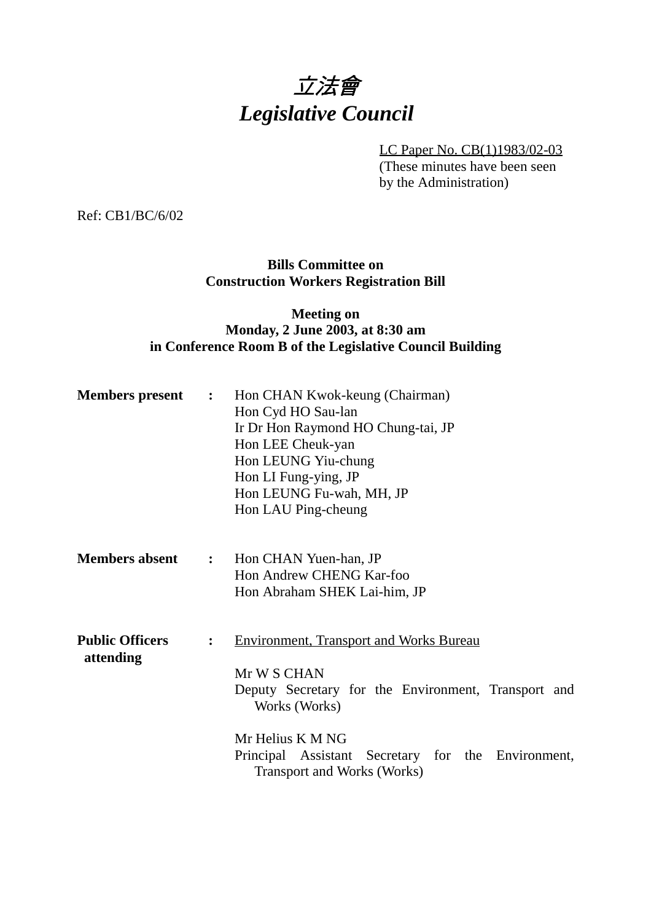# *立法會*
# *Legislative Council*

LC Paper No. CB(1)1983/02-03
(These minutes have been seen by the Administration)

Ref: CB1/BC/6/02

**Bills Committee on**
**Construction Workers Registration Bill**

**Meeting on**
**Monday, 2 June 2003, at 8:30 am**
**in Conference Room B of the Legislative Council Building**

**Members present :**

Hon CHAN Kwok-keung (Chairman)
Hon Cyd HO Sau-lan
Ir Dr Hon Raymond HO Chung-tai, JP
Hon LEE Cheuk-yan
Hon LEUNG Yiu-chung
Hon LI Fung-ying, JP
Hon LEUNG Fu-wah, MH, JP
Hon LAU Ping-cheung

**Members absent :**

Hon CHAN Yuen-han, JP
Hon Andrew CHENG Kar-foo
Hon Abraham SHEK Lai-him, JP

**Public Officers attending :**

Environment, Transport and Works Bureau

Mr W S CHAN
Deputy Secretary for the Environment, Transport and Works (Works)

Mr Helius K M NG
Principal Assistant Secretary for the Environment, Transport and Works (Works)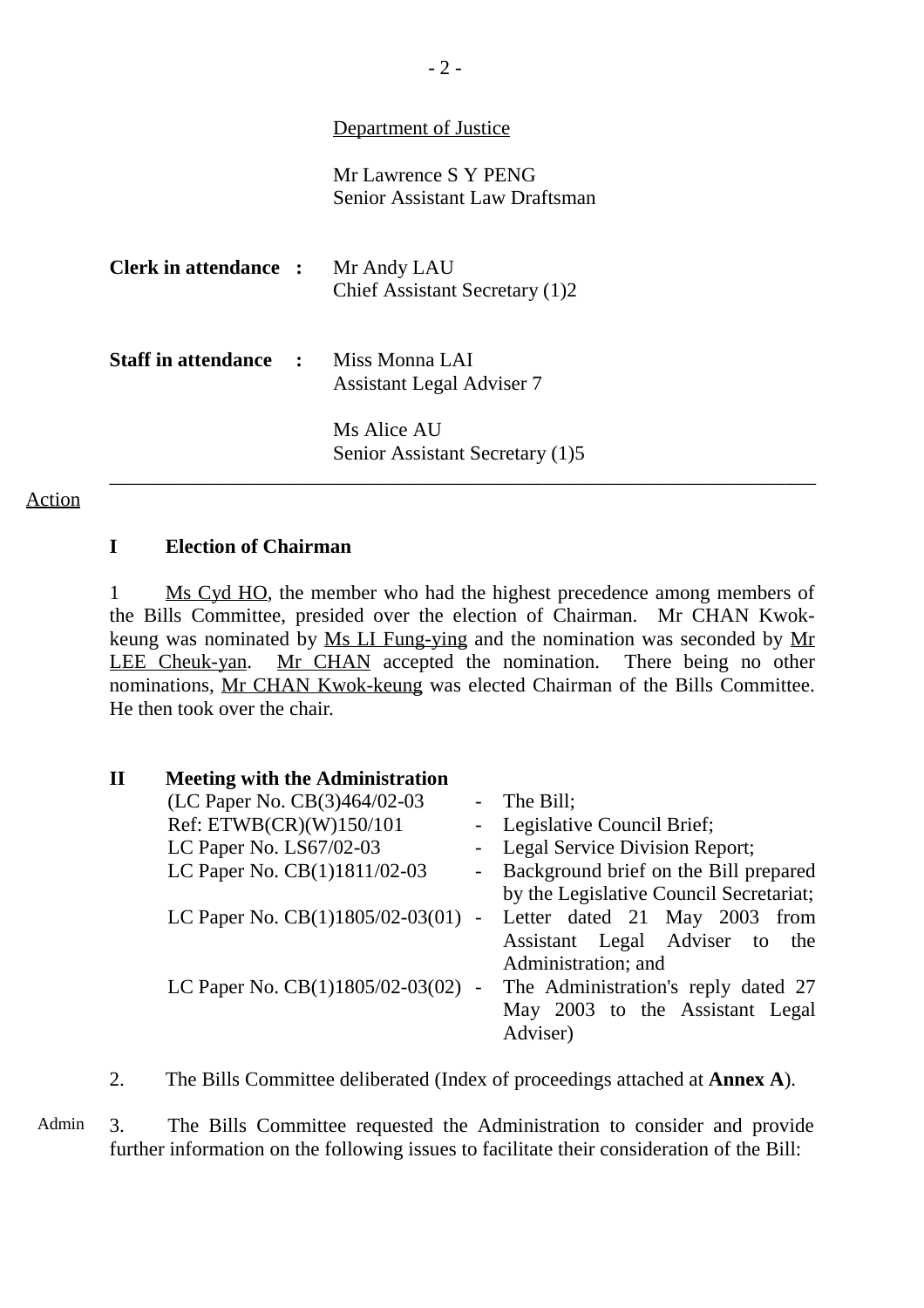Department of Justice

Mr Lawrence S Y PENG
Senior Assistant Law Draftsman

**Clerk in attendance :** Mr Andy LAU
Chief Assistant Secretary (1)2

**Staff in attendance :** Miss Monna LAI
Assistant Legal Adviser 7

Ms Alice AU
Senior Assistant Secretary (1)5

---

Action

## I Election of Chairman

1 Ms Cyd HO, the member who had the highest precedence among members of the Bills Committee, presided over the election of Chairman. Mr CHAN Kwok-keung was nominated by Ms LI Fung-ying and the nomination was seconded by Mr LEE Cheuk-yan. Mr CHAN accepted the nomination. There being no other nominations, Mr CHAN Kwok-keung was elected Chairman of the Bills Committee. He then took over the chair.

## II Meeting with the Administration

(LC Paper No. CB(3)464/02-03 - The Bill;
Ref: ETWB(CR)(W)150/101 - Legislative Council Brief;
LC Paper No. LS67/02-03 - Legal Service Division Report;
LC Paper No. CB(1)1811/02-03 - Background brief on the Bill prepared by the Legislative Council Secretariat;
LC Paper No. CB(1)1805/02-03(01) - Letter dated 21 May 2003 from Assistant Legal Adviser to the Administration; and
LC Paper No. CB(1)1805/02-03(02) - The Administration's reply dated 27 May 2003 to the Assistant Legal Adviser)

2. The Bills Committee deliberated (Index of proceedings attached at **Annex A**).

Admin 3. The Bills Committee requested the Administration to consider and provide further information on the following issues to facilitate their consideration of the Bill: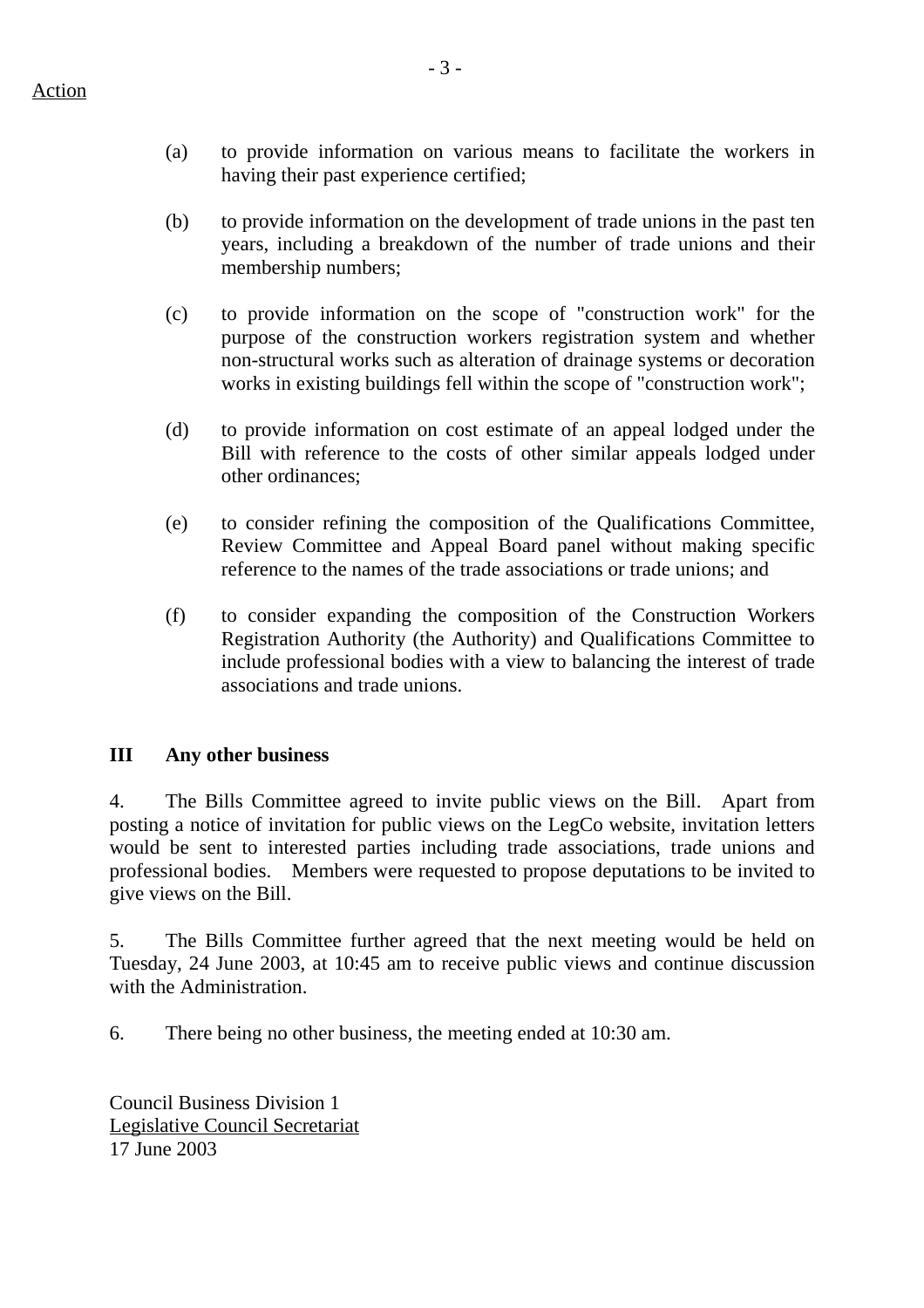Action

(a) to provide information on various means to facilitate the workers in having their past experience certified;

(b) to provide information on the development of trade unions in the past ten years, including a breakdown of the number of trade unions and their membership numbers;

(c) to provide information on the scope of "construction work" for the purpose of the construction workers registration system and whether non-structural works such as alteration of drainage systems or decoration works in existing buildings fell within the scope of "construction work";

(d) to provide information on cost estimate of an appeal lodged under the Bill with reference to the costs of other similar appeals lodged under other ordinances;

(e) to consider refining the composition of the Qualifications Committee, Review Committee and Appeal Board panel without making specific reference to the names of the trade associations or trade unions; and

(f) to consider expanding the composition of the Construction Workers Registration Authority (the Authority) and Qualifications Committee to include professional bodies with a view to balancing the interest of trade associations and trade unions.

**III Any other business**

4. The Bills Committee agreed to invite public views on the Bill. Apart from posting a notice of invitation for public views on the LegCo website, invitation letters would be sent to interested parties including trade associations, trade unions and professional bodies. Members were requested to propose deputations to be invited to give views on the Bill.

5. The Bills Committee further agreed that the next meeting would be held on Tuesday, 24 June 2003, at 10:45 am to receive public views and continue discussion with the Administration.

6. There being no other business, the meeting ended at 10:30 am.

Council Business Division 1
Legislative Council Secretariat
17 June 2003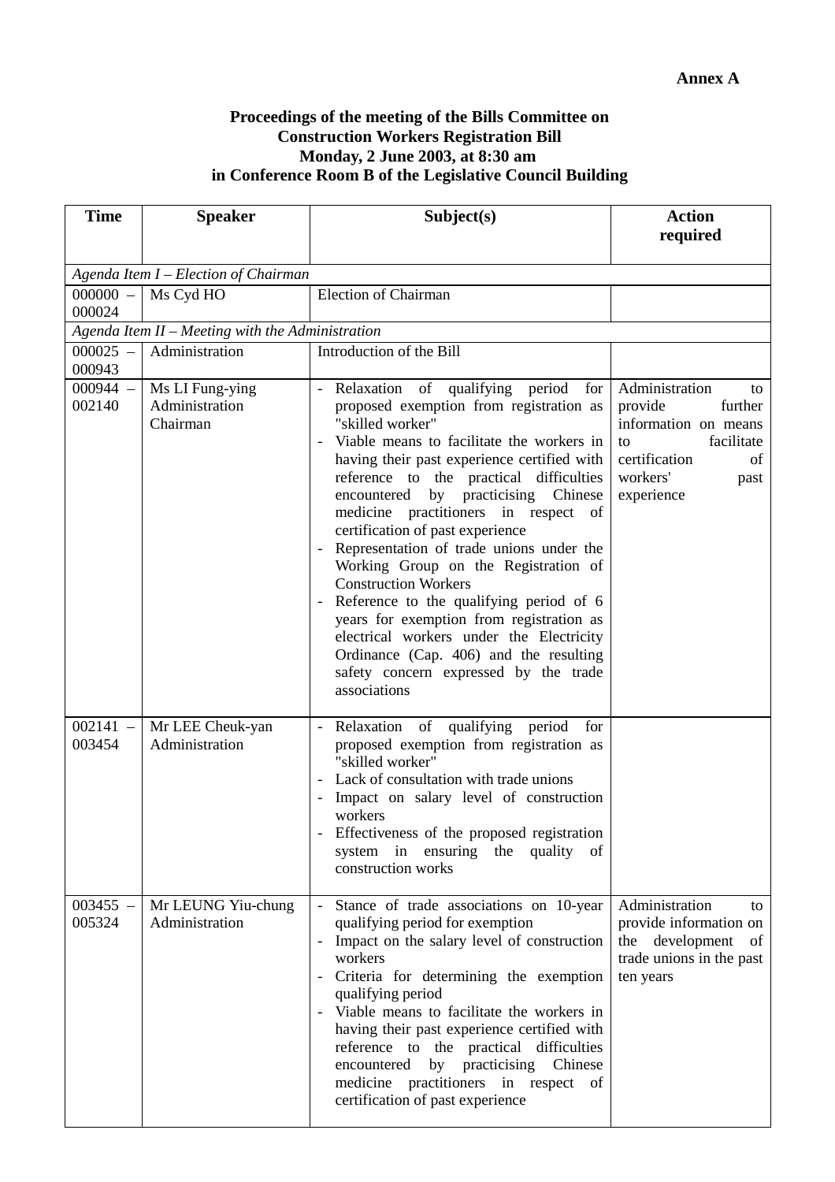**Annex A**

**Proceedings of the meeting of the Bills Committee on Construction Workers Registration Bill Monday, 2 June 2003, at 8:30 am in Conference Room B of the Legislative Council Building**

| Time | Speaker | Subject(s) | Action required |
|---|---|---|---|
| *Agenda Item I – Election of Chairman* | | | |
| 000000 – 000024 | Ms Cyd HO | Election of Chairman | |
| *Agenda Item II – Meeting with the Administration* | | | |
| 000025 – 000943 | Administration | Introduction of the Bill | |
| 000944 – 002140 | Ms LI Fung-ying<br>Administration<br>Chairman | - Relaxation of qualifying period for proposed exemption from registration as "skilled worker"<br>- Viable means to facilitate the workers in having their past experience certified with reference to the practical difficulties encountered by practicising Chinese medicine practitioners in respect of certification of past experience<br>- Representation of trade unions under the Working Group on the Registration of Construction Workers<br>- Reference to the qualifying period of 6 years for exemption from registration as electrical workers under the Electricity Ordinance (Cap. 406) and the resulting safety concern expressed by the trade associations | Administration to provide further information on means to facilitate certification of workers' past experience |
| 002141 – 003454 | Mr LEE Cheuk-yan<br>Administration | - Relaxation of qualifying period for proposed exemption from registration as "skilled worker"<br>- Lack of consultation with trade unions<br>- Impact on salary level of construction workers<br>- Effectiveness of the proposed registration system in ensuring the quality of construction works | |
| 003455 – 005324 | Mr LEUNG Yiu-chung<br>Administration | - Stance of trade associations on 10-year qualifying period for exemption<br>- Impact on the salary level of construction workers<br>- Criteria for determining the exemption qualifying period<br>- Viable means to facilitate the workers in having their past experience certified with reference to the practical difficulties encountered by practicising Chinese medicine practitioners in respect of certification of past experience | Administration to provide information on the development of trade unions in the past ten years |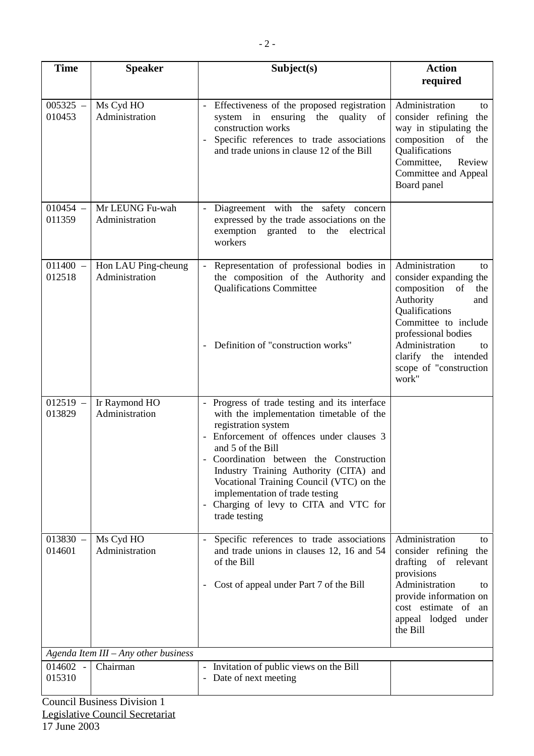| Time | Speaker | Subject(s) | Action required |
|---|---|---|---|
| 005325 – 010453 | Ms Cyd HO<br>Administration | - Effectiveness of the proposed registration system in ensuring the quality of construction works<br>- Specific references to trade associations and trade unions in clause 12 of the Bill | Administration to consider refining the way in stipulating the composition of the Qualifications Committee, Review Committee and Appeal Board panel |
| 010454 – 011359 | Mr LEUNG Fu-wah<br>Administration | - Diagreement with the safety concern expressed by the trade associations on the exemption granted to the electrical workers | |
| 011400 – 012518 | Hon LAU Ping-cheung<br>Administration | - Representation of professional bodies in the composition of the Authority and Qualifications Committee<br>- Definition of "construction works" | Administration to consider expanding the composition of the Authority and Qualifications Committee to include professional bodies<br>Administration to clarify the intended scope of "construction work" |
| 012519 – 013829 | Ir Raymond HO<br>Administration | - Progress of trade testing and its interface with the implementation timetable of the registration system<br>- Enforcement of offences under clauses 3 and 5 of the Bill<br>- Coordination between the Construction Industry Training Authority (CITA) and Vocational Training Council (VTC) on the implementation of trade testing<br>- Charging of levy to CITA and VTC for trade testing | |
| 013830 – 014601 | Ms Cyd HO<br>Administration | - Specific references to trade associations and trade unions in clauses 12, 16 and 54 of the Bill<br>- Cost of appeal under Part 7 of the Bill | Administration to consider refining the drafting of relevant provisions<br>Administration to provide information on cost estimate of an appeal lodged under the Bill |
| *Agenda Item III – Any other business* | | | |
| 014602 - 015310 | Chairman | - Invitation of public views on the Bill<br>- Date of next meeting | |

Council Business Division 1
Legislative Council Secretariat
17 June 2003